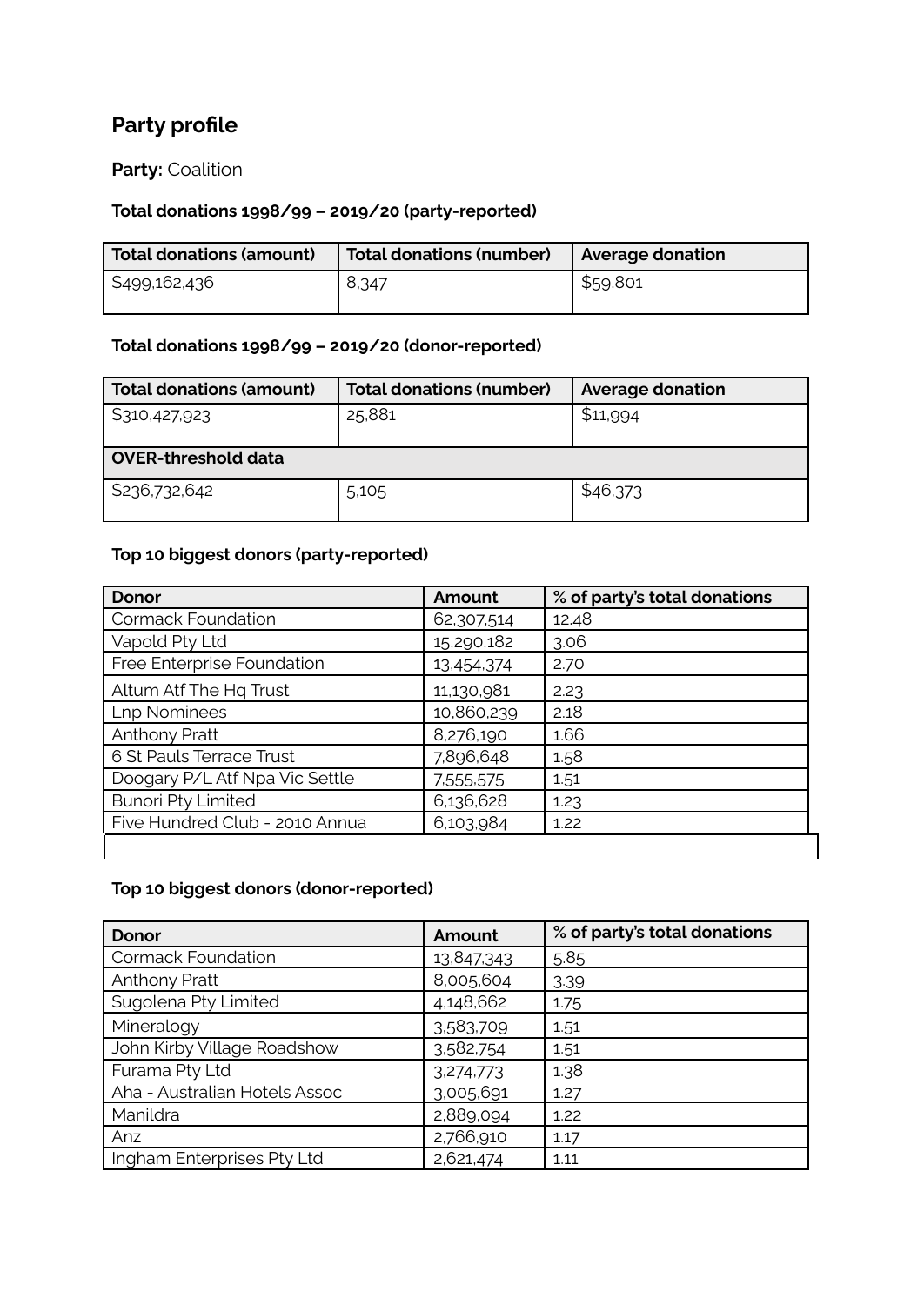## Party profile

**Party:** Coalition

### Total donations 1998/99 – 2019/20 (party-reported)

| Total donations (amount) | Total donations (number) | Average donation |
|---|---|---|
| $499,162,436 | 8,347 | $59,801 |

### Total donations 1998/99 – 2019/20 (donor-reported)

| Total donations (amount) | Total donations (number) | Average donation |
|---|---|---|
| $310,427,923 | 25,881 | $11,994 |
| **OVER-threshold data** | | |
| $236,732,642 | 5,105 | $46,373 |

### Top 10 biggest donors (party-reported)

| Donor | Amount | % of party's total donations |
|---|---|---|
| Cormack Foundation | 62,307,514 | 12.48 |
| Vapold Pty Ltd | 15,290,182 | 3.06 |
| Free Enterprise Foundation | 13,454,374 | 2.70 |
| Altum Atf The Hq Trust | 11,130,981 | 2.23 |
| Lnp Nominees | 10,860,239 | 2.18 |
| Anthony Pratt | 8,276,190 | 1.66 |
| 6 St Pauls Terrace Trust | 7,896,648 | 1.58 |
| Doogary P/L Atf Npa Vic Settle | 7,555,575 | 1.51 |
| Bunori Pty Limited | 6,136,628 | 1.23 |
| Five Hundred Club - 2010 Annua | 6,103,984 | 1.22 |

### Top 10 biggest donors (donor-reported)

| Donor | Amount | % of party's total donations |
|---|---|---|
| Cormack Foundation | 13,847,343 | 5.85 |
| Anthony Pratt | 8,005,604 | 3.39 |
| Sugolena Pty Limited | 4,148,662 | 1.75 |
| Mineralogy | 3,583,709 | 1.51 |
| John Kirby Village Roadshow | 3,582,754 | 1.51 |
| Furama Pty Ltd | 3,274,773 | 1.38 |
| Aha - Australian Hotels Assoc | 3,005,691 | 1.27 |
| Manildra | 2,889,094 | 1.22 |
| Anz | 2,766,910 | 1.17 |
| Ingham Enterprises Pty Ltd | 2,621,474 | 1.11 |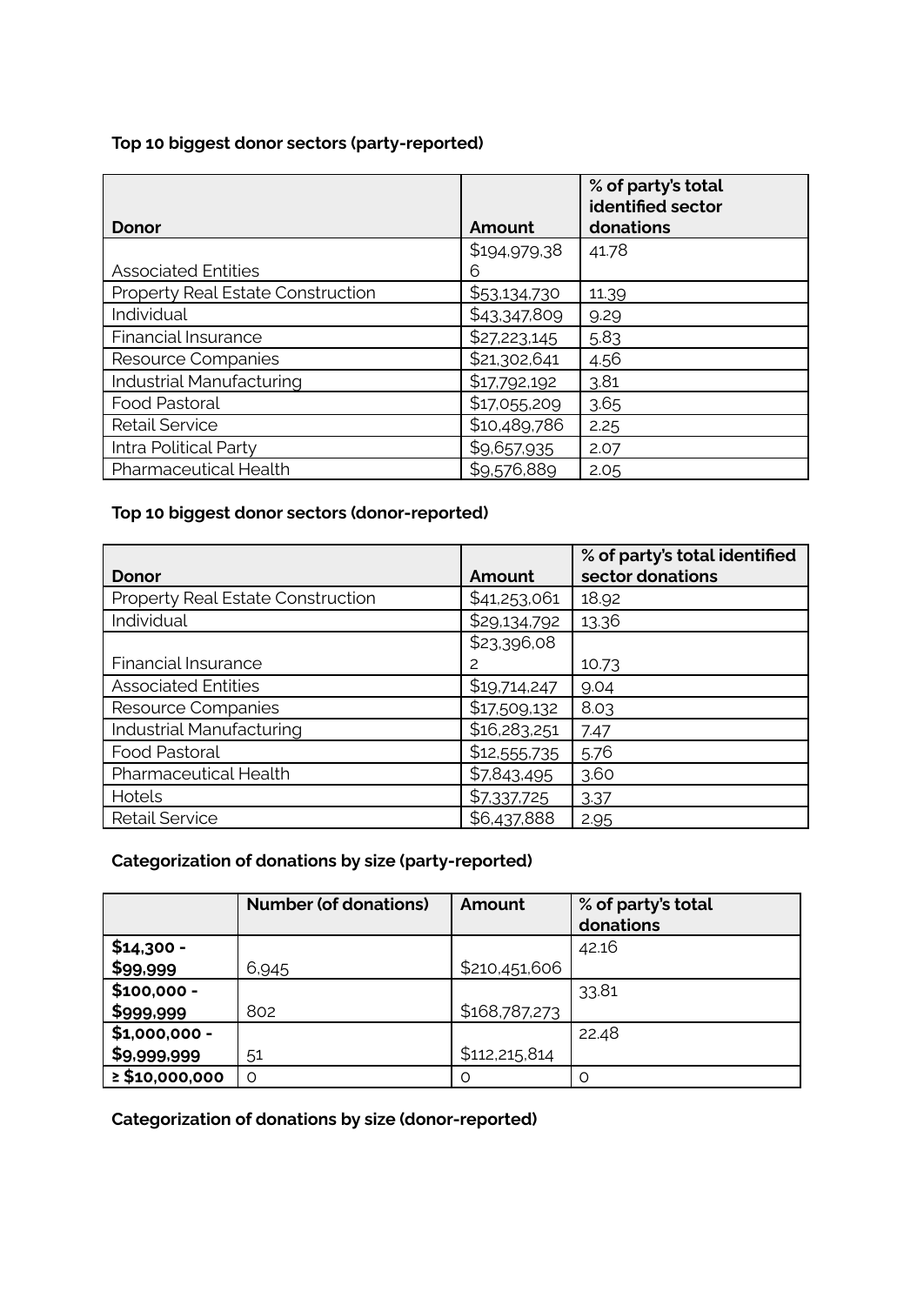**Top 10 biggest donor sectors (party-reported)**

| Donor | Amount | % of party's total identified sector donations |
| --- | --- | --- |
| Associated Entities | $194,979,386 | 41.78 |
| Property Real Estate Construction | $53,134,730 | 11.39 |
| Individual | $43,347,809 | 9.29 |
| Financial Insurance | $27,223,145 | 5.83 |
| Resource Companies | $21,302,641 | 4.56 |
| Industrial Manufacturing | $17,792,192 | 3.81 |
| Food Pastoral | $17,055,209 | 3.65 |
| Retail Service | $10,489,786 | 2.25 |
| Intra Political Party | $9,657,935 | 2.07 |
| Pharmaceutical Health | $9,576,889 | 2.05 |

**Top 10 biggest donor sectors (donor-reported)**

| Donor | Amount | % of party's total identified sector donations |
| --- | --- | --- |
| Property Real Estate Construction | $41,253,061 | 18.92 |
| Individual | $29,134,792 | 13.36 |
| Financial Insurance | $23,396,082 | 10.73 |
| Associated Entities | $19,714,247 | 9.04 |
| Resource Companies | $17,509,132 | 8.03 |
| Industrial Manufacturing | $16,283,251 | 7.47 |
| Food Pastoral | $12,555,735 | 5.76 |
| Pharmaceutical Health | $7,843,495 | 3.60 |
| Hotels | $7,337,725 | 3.37 |
| Retail Service | $6,437,888 | 2.95 |

**Categorization of donations by size (party-reported)**

| | Number (of donations) | Amount | % of party's total donations |
| --- | --- | --- | --- |
| **$14,300 - $99,999** | 6,945 | $210,451,606 | 42.16 |
| **$100,000 - $999,999** | 802 | $168,787,273 | 33.81 |
| **$1,000,000 - $9,999,999** | 51 | $112,215,814 | 22.48 |
| **≥ $10,000,000** | 0 | 0 | 0 |

**Categorization of donations by size (donor-reported)**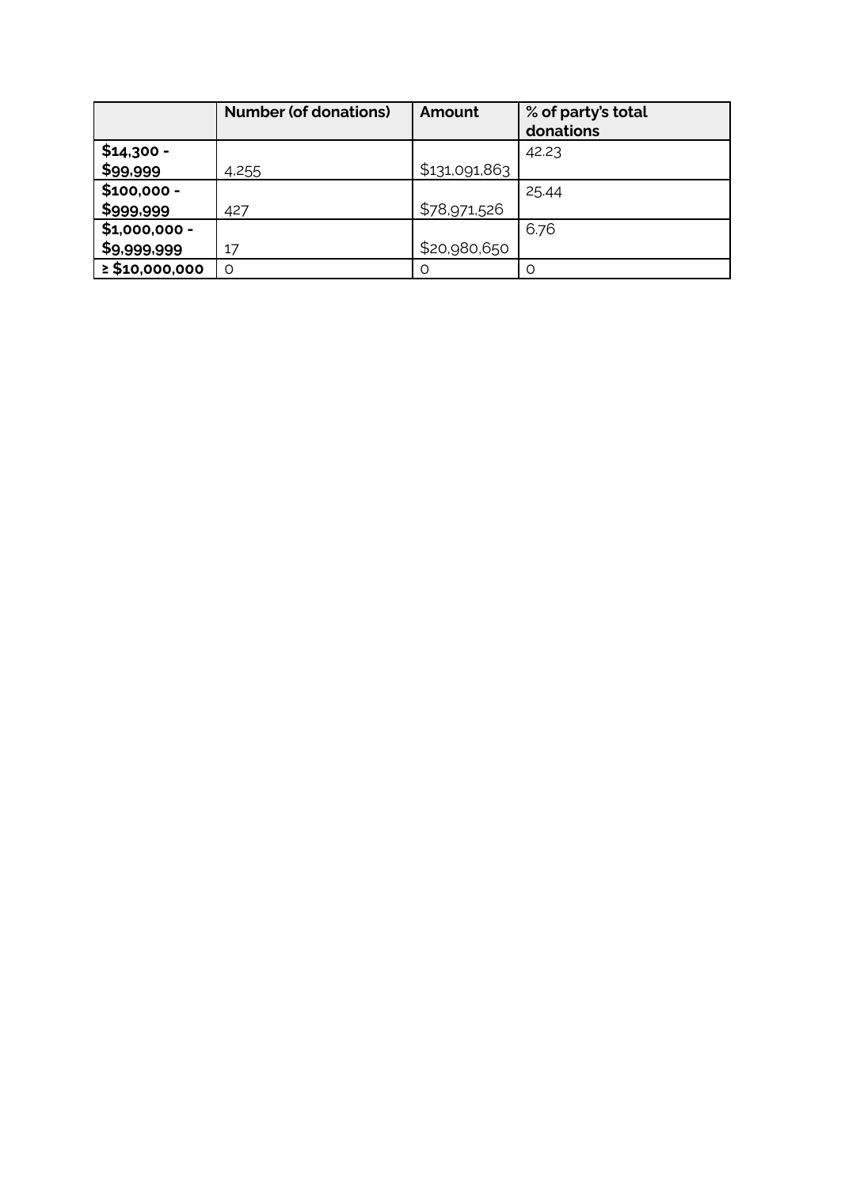| | Number (of donations) | Amount | % of party's total donations |
|---|---|---|---|
| **$14,300 - $99,999** | 4,255 | $131,091,863 | 42.23 |
| **$100,000 - $999,999** | 427 | $78,971,526 | 25.44 |
| **$1,000,000 - $9,999,999** | 17 | $20,980,650 | 6.76 |
| **≥ $10,000,000** | 0 | 0 | 0 |